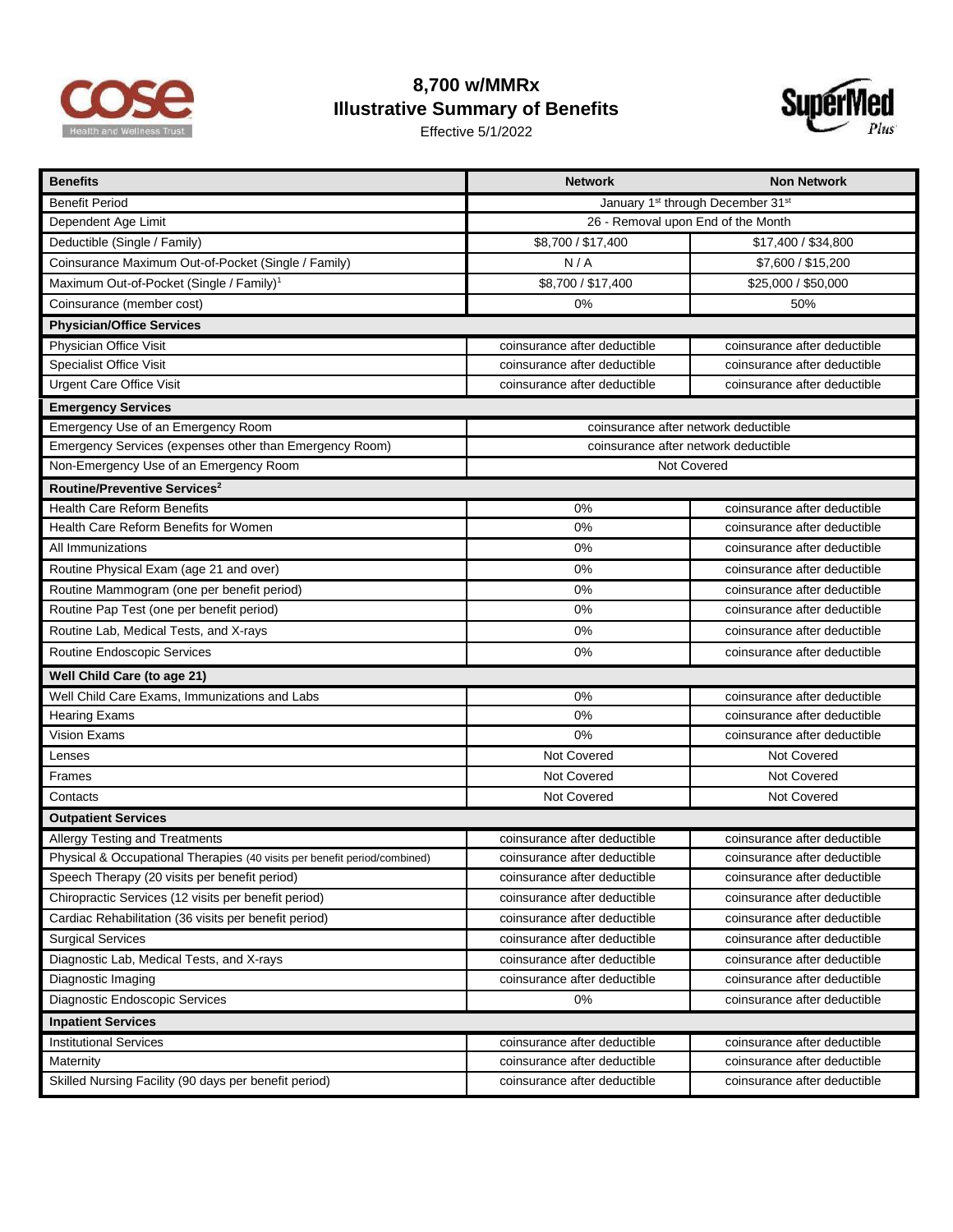# 8,700 w/MMRx
## Illustrative Summary of Benefits

Effective 5/1/2022

| Benefits | Network | Non Network |
|---|---|---|
| Benefit Period | January 1st through December 31st | |
| Dependent Age Limit | 26 - Removal upon End of the Month | |
| Deductible (Single / Family) | $8,700 / $17,400 | $17,400 / $34,800 |
| Coinsurance Maximum Out-of-Pocket (Single / Family) | N / A | $7,600 / $15,200 |
| Maximum Out-of-Pocket (Single / Family)[1] | $8,700 / $17,400 | $25,000 / $50,000 |
| Coinsurance (member cost) | 0% | 50% |
| **Physician/Office Services** | | |
| Physician Office Visit | coinsurance after deductible | coinsurance after deductible |
| Specialist Office Visit | coinsurance after deductible | coinsurance after deductible |
| Urgent Care Office Visit | coinsurance after deductible | coinsurance after deductible |
| **Emergency Services** | | |
| Emergency Use of an Emergency Room | coinsurance after network deductible | |
| Emergency Services (expenses other than Emergency Room) | coinsurance after network deductible | |
| Non-Emergency Use of an Emergency Room | Not Covered | |
| **Routine/Preventive Services[2]** | | |
| Health Care Reform Benefits | 0% | coinsurance after deductible |
| Health Care Reform Benefits for Women | 0% | coinsurance after deductible |
| All Immunizations | 0% | coinsurance after deductible |
| Routine Physical Exam (age 21 and over) | 0% | coinsurance after deductible |
| Routine Mammogram (one per benefit period) | 0% | coinsurance after deductible |
| Routine Pap Test (one per benefit period) | 0% | coinsurance after deductible |
| Routine Lab, Medical Tests, and X-rays | 0% | coinsurance after deductible |
| Routine Endoscopic Services | 0% | coinsurance after deductible |
| **Well Child Care (to age 21)** | | |
| Well Child Care Exams, Immunizations and Labs | 0% | coinsurance after deductible |
| Hearing Exams | 0% | coinsurance after deductible |
| Vision Exams | 0% | coinsurance after deductible |
| Lenses | Not Covered | Not Covered |
| Frames | Not Covered | Not Covered |
| Contacts | Not Covered | Not Covered |
| **Outpatient Services** | | |
| Allergy Testing and Treatments | coinsurance after deductible | coinsurance after deductible |
| Physical & Occupational Therapies (40 visits per benefit period/combined) | coinsurance after deductible | coinsurance after deductible |
| Speech Therapy (20 visits per benefit period) | coinsurance after deductible | coinsurance after deductible |
| Chiropractic Services (12 visits per benefit period) | coinsurance after deductible | coinsurance after deductible |
| Cardiac Rehabilitation (36 visits per benefit period) | coinsurance after deductible | coinsurance after deductible |
| Surgical Services | coinsurance after deductible | coinsurance after deductible |
| Diagnostic Lab, Medical Tests, and X-rays | coinsurance after deductible | coinsurance after deductible |
| Diagnostic Imaging | coinsurance after deductible | coinsurance after deductible |
| Diagnostic Endoscopic Services | 0% | coinsurance after deductible |
| **Inpatient Services** | | |
| Institutional Services | coinsurance after deductible | coinsurance after deductible |
| Maternity | coinsurance after deductible | coinsurance after deductible |
| Skilled Nursing Facility (90 days per benefit period) | coinsurance after deductible | coinsurance after deductible |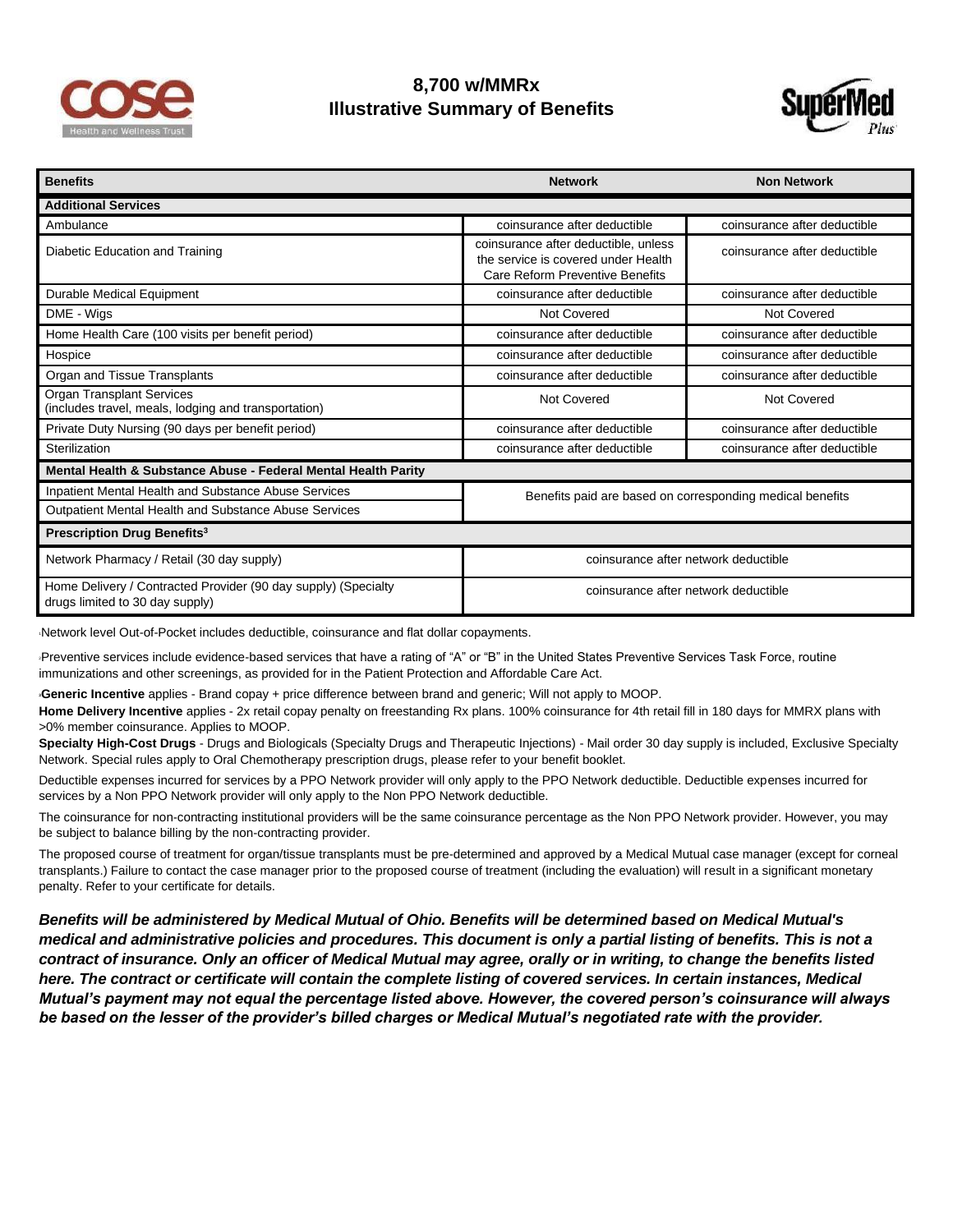# 8,700 w/MMRx
# Illustrative Summary of Benefits

| Benefits | Network | Non Network |
|---|---|---|
| **Additional Services** | | |
| Ambulance | coinsurance after deductible | coinsurance after deductible |
| Diabetic Education and Training | coinsurance after deductible, unless the service is covered under Health Care Reform Preventive Benefits | coinsurance after deductible |
| Durable Medical Equipment | coinsurance after deductible | coinsurance after deductible |
| DME - Wigs | Not Covered | Not Covered |
| Home Health Care (100 visits per benefit period) | coinsurance after deductible | coinsurance after deductible |
| Hospice | coinsurance after deductible | coinsurance after deductible |
| Organ and Tissue Transplants | coinsurance after deductible | coinsurance after deductible |
| Organ Transplant Services (includes travel, meals, lodging and transportation) | Not Covered | Not Covered |
| Private Duty Nursing (90 days per benefit period) | coinsurance after deductible | coinsurance after deductible |
| Sterilization | coinsurance after deductible | coinsurance after deductible |
| **Mental Health & Substance Abuse - Federal Mental Health Parity** | | |
| Inpatient Mental Health and Substance Abuse Services | Benefits paid are based on corresponding medical benefits | |
| Outpatient Mental Health and Substance Abuse Services | Benefits paid are based on corresponding medical benefits | |
| **Prescription Drug Benefits[3]** | | |
| Network Pharmacy / Retail (30 day supply) | coinsurance after network deductible | |
| Home Delivery / Contracted Provider (90 day supply) (Specialty drugs limited to 30 day supply) | coinsurance after network deductible | |

[1]Network level Out-of-Pocket includes deductible, coinsurance and flat dollar copayments.

[2]Preventive services include evidence-based services that have a rating of "A" or "B" in the United States Preventive Services Task Force, routine immunizations and other screenings, as provided for in the Patient Protection and Affordable Care Act.

[3]**Generic Incentive** applies - Brand copay + price difference between brand and generic; Will not apply to MOOP.

**Home Delivery Incentive** applies - 2x retail copay penalty on freestanding Rx plans. 100% coinsurance for 4th retail fill in 180 days for MMRX plans with >0% member coinsurance. Applies to MOOP.

**Specialty High-Cost Drugs** - Drugs and Biologicals (Specialty Drugs and Therapeutic Injections) - Mail order 30 day supply is included, Exclusive Specialty Network. Special rules apply to Oral Chemotherapy prescription drugs, please refer to your benefit booklet.

Deductible expenses incurred for services by a PPO Network provider will only apply to the PPO Network deductible. Deductible expenses incurred for services by a Non PPO Network provider will only apply to the Non PPO Network deductible.

The coinsurance for non-contracting institutional providers will be the same coinsurance percentage as the Non PPO Network provider. However, you may be subject to balance billing by the non-contracting provider.

The proposed course of treatment for organ/tissue transplants must be pre-determined and approved by a Medical Mutual case manager (except for corneal transplants.) Failure to contact the case manager prior to the proposed course of treatment (including the evaluation) will result in a significant monetary penalty. Refer to your certificate for details.

***Benefits will be administered by Medical Mutual of Ohio. Benefits will be determined based on Medical Mutual's medical and administrative policies and procedures. This document is only a partial listing of benefits. This is not a contract of insurance. Only an officer of Medical Mutual may agree, orally or in writing, to change the benefits listed here. The contract or certificate will contain the complete listing of covered services. In certain instances, Medical Mutual's payment may not equal the percentage listed above. However, the covered person's coinsurance will always be based on the lesser of the provider's billed charges or Medical Mutual's negotiated rate with the provider.***